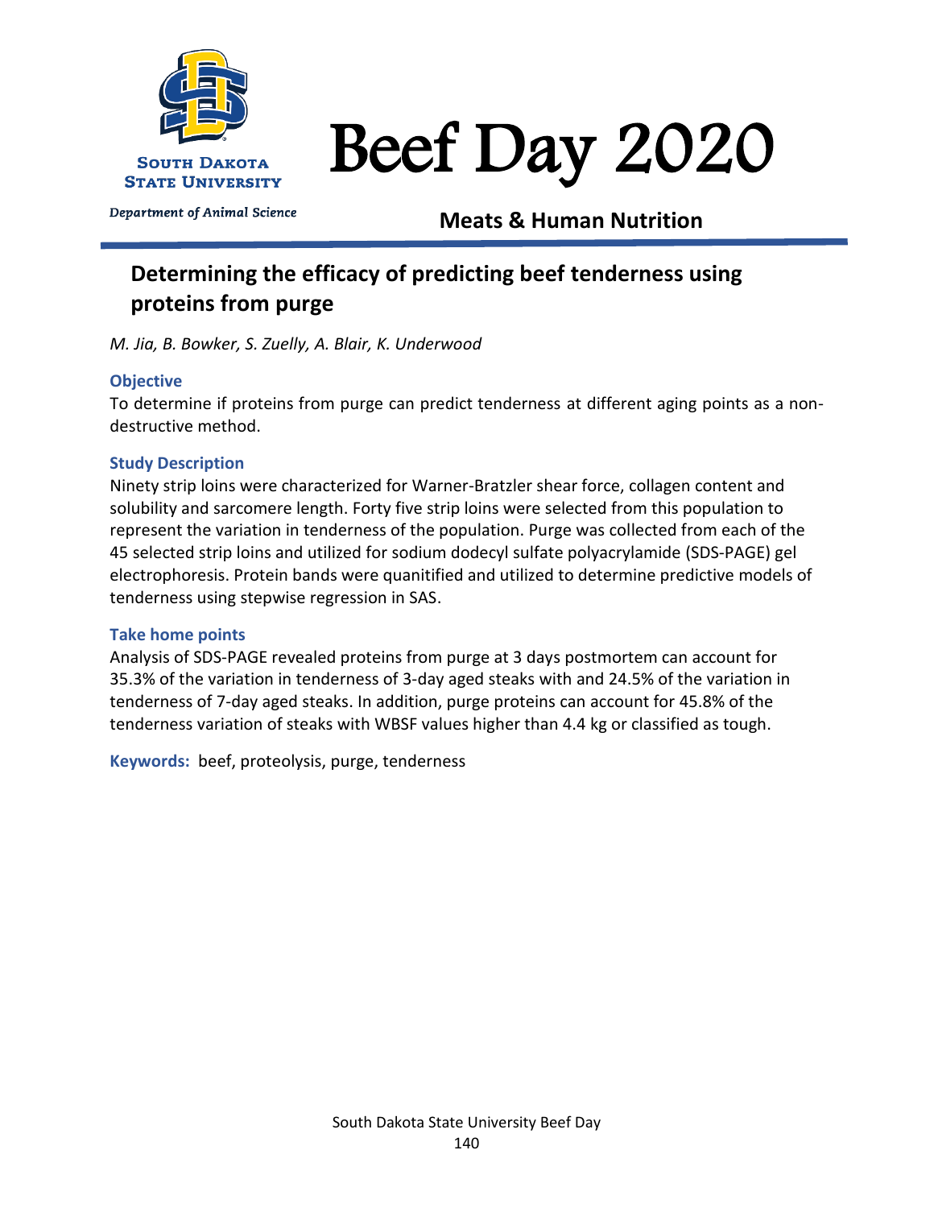South Dakota State University

Department of Animal Science

# Beef Day 2020

**Meats & Human Nutrition**

## Determining the efficacy of predicting beef tenderness using proteins from purge

*M. Jia, B. Bowker, S. Zuelly, A. Blair, K. Underwood*

### Objective

To determine if proteins from purge can predict tenderness at different aging points as a non-destructive method.

### Study Description

Ninety strip loins were characterized for Warner-Bratzler shear force, collagen content and solubility and sarcomere length. Forty five strip loins were selected from this population to represent the variation in tenderness of the population. Purge was collected from each of the 45 selected strip loins and utilized for sodium dodecyl sulfate polyacrylamide (SDS-PAGE) gel electrophoresis. Protein bands were quanitified and utilized to determine predictive models of tenderness using stepwise regression in SAS.

### Take home points

Analysis of SDS-PAGE revealed proteins from purge at 3 days postmortem can account for 35.3% of the variation in tenderness of 3-day aged steaks with and 24.5% of the variation in tenderness of 7-day aged steaks. In addition, purge proteins can account for 45.8% of the tenderness variation of steaks with WBSF values higher than 4.4 kg or classified as tough.

**Keywords:** beef, proteolysis, purge, tenderness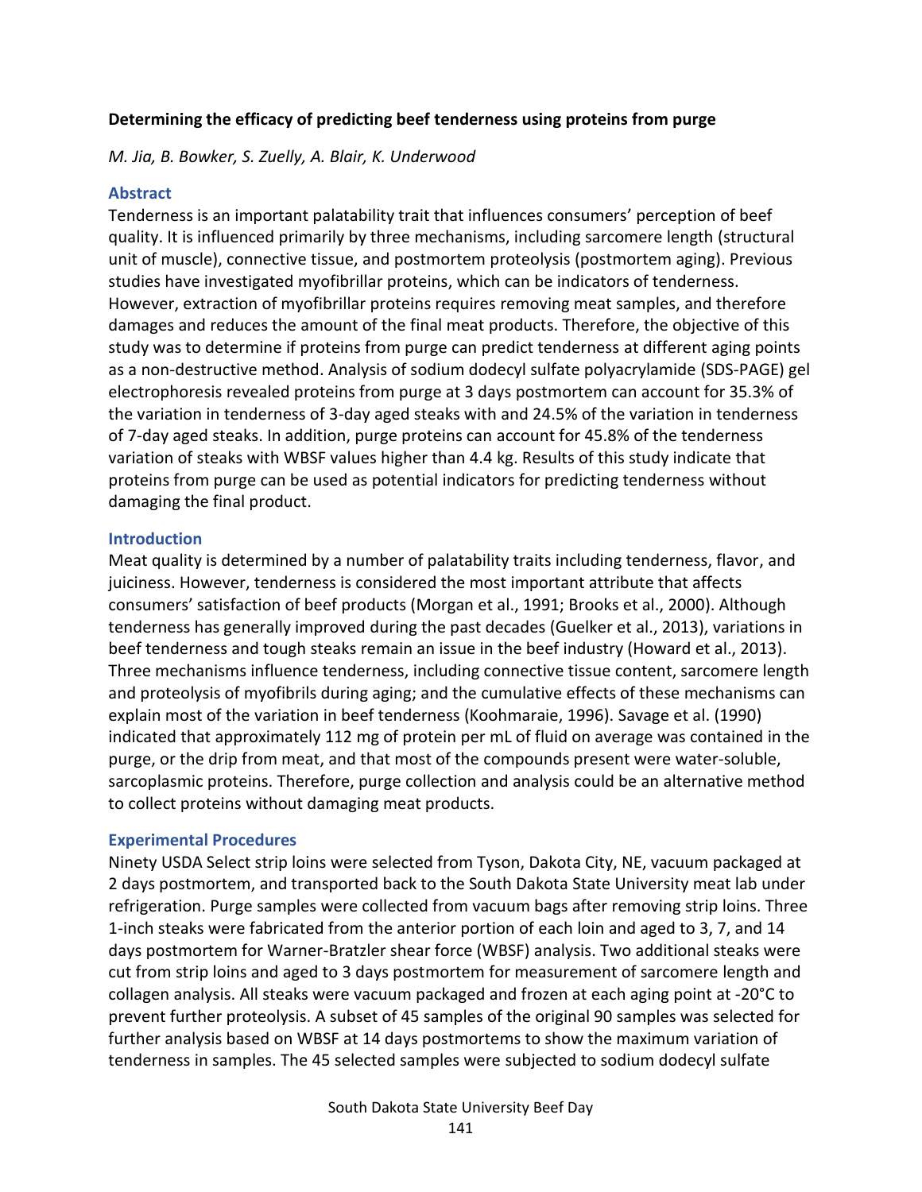**Determining the efficacy of predicting beef tenderness using proteins from purge**

*M. Jia, B. Bowker, S. Zuelly, A. Blair, K. Underwood*

## Abstract

Tenderness is an important palatability trait that influences consumers' perception of beef quality. It is influenced primarily by three mechanisms, including sarcomere length (structural unit of muscle), connective tissue, and postmortem proteolysis (postmortem aging). Previous studies have investigated myofibrillar proteins, which can be indicators of tenderness. However, extraction of myofibrillar proteins requires removing meat samples, and therefore damages and reduces the amount of the final meat products. Therefore, the objective of this study was to determine if proteins from purge can predict tenderness at different aging points as a non-destructive method. Analysis of sodium dodecyl sulfate polyacrylamide (SDS-PAGE) gel electrophoresis revealed proteins from purge at 3 days postmortem can account for 35.3% of the variation in tenderness of 3-day aged steaks with and 24.5% of the variation in tenderness of 7-day aged steaks. In addition, purge proteins can account for 45.8% of the tenderness variation of steaks with WBSF values higher than 4.4 kg. Results of this study indicate that proteins from purge can be used as potential indicators for predicting tenderness without damaging the final product.

## Introduction

Meat quality is determined by a number of palatability traits including tenderness, flavor, and juiciness. However, tenderness is considered the most important attribute that affects consumers' satisfaction of beef products (Morgan et al., 1991; Brooks et al., 2000). Although tenderness has generally improved during the past decades (Guelker et al., 2013), variations in beef tenderness and tough steaks remain an issue in the beef industry (Howard et al., 2013). Three mechanisms influence tenderness, including connective tissue content, sarcomere length and proteolysis of myofibrils during aging; and the cumulative effects of these mechanisms can explain most of the variation in beef tenderness (Koohmaraie, 1996). Savage et al. (1990) indicated that approximately 112 mg of protein per mL of fluid on average was contained in the purge, or the drip from meat, and that most of the compounds present were water-soluble, sarcoplasmic proteins. Therefore, purge collection and analysis could be an alternative method to collect proteins without damaging meat products.

## Experimental Procedures

Ninety USDA Select strip loins were selected from Tyson, Dakota City, NE, vacuum packaged at 2 days postmortem, and transported back to the South Dakota State University meat lab under refrigeration. Purge samples were collected from vacuum bags after removing strip loins. Three 1-inch steaks were fabricated from the anterior portion of each loin and aged to 3, 7, and 14 days postmortem for Warner-Bratzler shear force (WBSF) analysis. Two additional steaks were cut from strip loins and aged to 3 days postmortem for measurement of sarcomere length and collagen analysis. All steaks were vacuum packaged and frozen at each aging point at -20°C to prevent further proteolysis. A subset of 45 samples of the original 90 samples was selected for further analysis based on WBSF at 14 days postmortems to show the maximum variation of tenderness in samples. The 45 selected samples were subjected to sodium dodecyl sulfate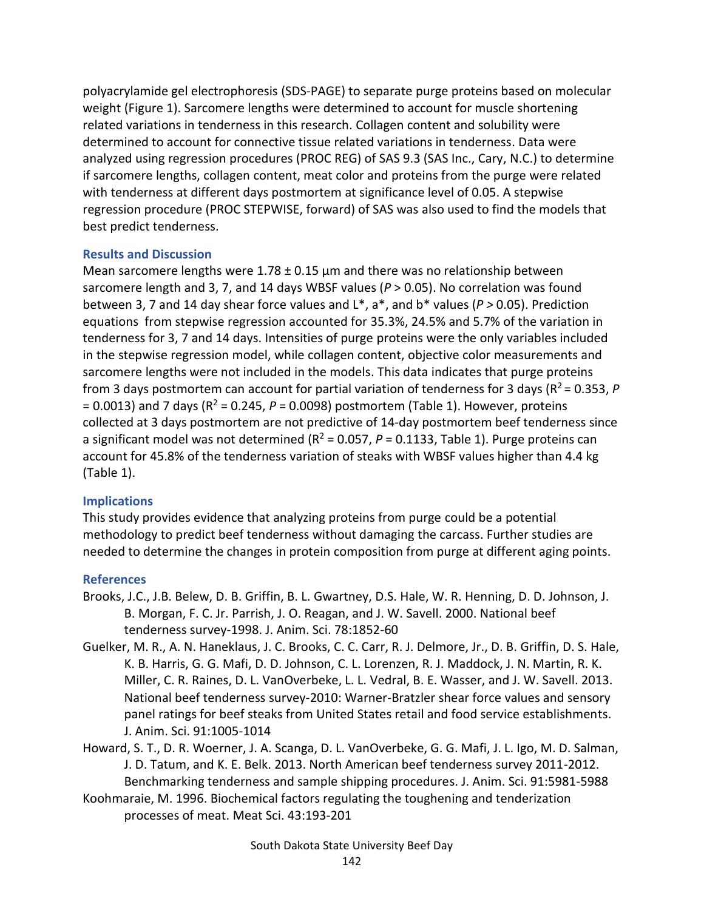polyacrylamide gel electrophoresis (SDS-PAGE) to separate purge proteins based on molecular weight (Figure 1). Sarcomere lengths were determined to account for muscle shortening related variations in tenderness in this research. Collagen content and solubility were determined to account for connective tissue related variations in tenderness. Data were analyzed using regression procedures (PROC REG) of SAS 9.3 (SAS Inc., Cary, N.C.) to determine if sarcomere lengths, collagen content, meat color and proteins from the purge were related with tenderness at different days postmortem at significance level of 0.05. A stepwise regression procedure (PROC STEPWISE, forward) of SAS was also used to find the models that best predict tenderness.

## Results and Discussion

Mean sarcomere lengths were 1.78 ± 0.15 µm and there was no relationship between sarcomere length and 3, 7, and 14 days WBSF values ($P > 0.05$). No correlation was found between 3, 7 and 14 day shear force values and L*, a*, and b* values ($P > 0.05$). Prediction equations from stepwise regression accounted for 35.3%, 24.5% and 5.7% of the variation in tenderness for 3, 7 and 14 days. Intensities of purge proteins were the only variables included in the stepwise regression model, while collagen content, objective color measurements and sarcomere lengths were not included in the models. This data indicates that purge proteins from 3 days postmortem can account for partial variation of tenderness for 3 days ($R^2 = 0.353$, $P = 0.0013$) and 7 days ($R^2 = 0.245$, $P = 0.0098$) postmortem (Table 1). However, proteins collected at 3 days postmortem are not predictive of 14-day postmortem beef tenderness since a significant model was not determined ($R^2 = 0.057$, $P = 0.1133$, Table 1). Purge proteins can account for 45.8% of the tenderness variation of steaks with WBSF values higher than 4.4 kg (Table 1).

## Implications

This study provides evidence that analyzing proteins from purge could be a potential methodology to predict beef tenderness without damaging the carcass. Further studies are needed to determine the changes in protein composition from purge at different aging points.

## References

Brooks, J.C., J.B. Belew, D. B. Griffin, B. L. Gwartney, D.S. Hale, W. R. Henning, D. D. Johnson, J. B. Morgan, F. C. Jr. Parrish, J. O. Reagan, and J. W. Savell. 2000. National beef tenderness survey-1998. J. Anim. Sci. 78:1852-60

Guelker, M. R., A. N. Haneklaus, J. C. Brooks, C. C. Carr, R. J. Delmore, Jr., D. B. Griffin, D. S. Hale, K. B. Harris, G. G. Mafi, D. D. Johnson, C. L. Lorenzen, R. J. Maddock, J. N. Martin, R. K. Miller, C. R. Raines, D. L. VanOverbeke, L. L. Vedral, B. E. Wasser, and J. W. Savell. 2013. National beef tenderness survey-2010: Warner-Bratzler shear force values and sensory panel ratings for beef steaks from United States retail and food service establishments. J. Anim. Sci. 91:1005-1014

Howard, S. T., D. R. Woerner, J. A. Scanga, D. L. VanOverbeke, G. G. Mafi, J. L. Igo, M. D. Salman, J. D. Tatum, and K. E. Belk. 2013. North American beef tenderness survey 2011-2012. Benchmarking tenderness and sample shipping procedures. J. Anim. Sci. 91:5981-5988

Koohmaraie, M. 1996. Biochemical factors regulating the toughening and tenderization processes of meat. Meat Sci. 43:193-201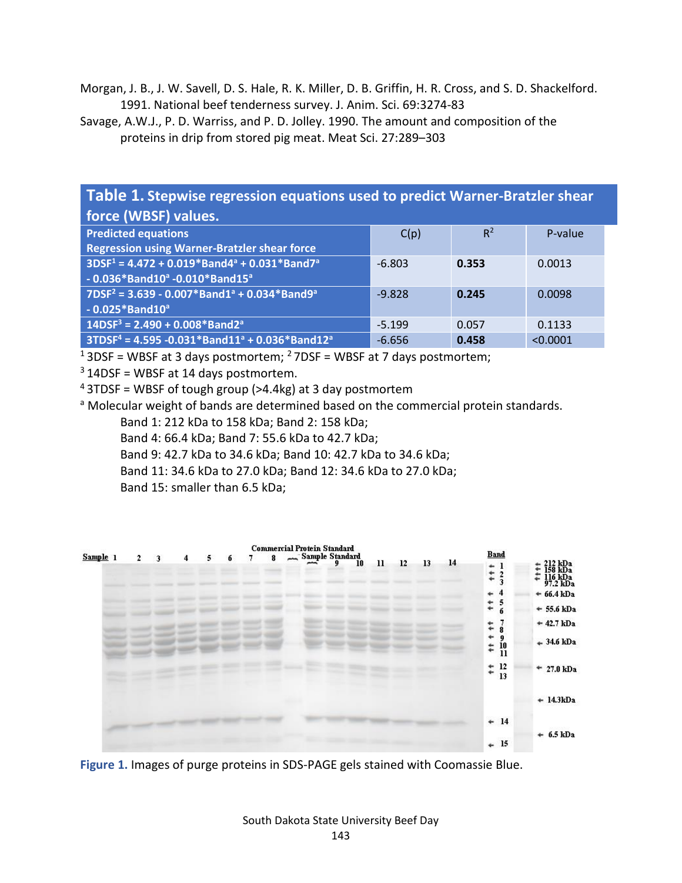Morgan, J. B., J. W. Savell, D. S. Hale, R. K. Miller, D. B. Griffin, H. R. Cross, and S. D. Shackelford. 1991. National beef tenderness survey. J. Anim. Sci. 69:3274-83

Savage, A.W.J., P. D. Warriss, and P. D. Jolley. 1990. The amount and composition of the proteins in drip from stored pig meat. Meat Sci. 27:289–303

**Table 1. Stepwise regression equations used to predict Warner-Bratzler shear force (WBSF) values.**

| Predicted equations<br>Regression using Warner-Bratzler shear force | C(p) | $R^2$ | P-value |
|---|---|---|---|
| 3DSF[1] = 4.472 + 0.019*Band4[a] + 0.031*Band7[a] - 0.036*Band10[a] -0.010*Band15[a] | -6.803 | **0.353** | 0.0013 |
| 7DSF[2] = 3.639 - 0.007*Band1[a] + 0.034*Band9[a] - 0.025*Band10[a] | -9.828 | **0.245** | 0.0098 |
| 14DSF[3] = 2.490 + 0.008*Band2[a] | -5.199 | 0.057 | 0.1133 |
| 3TDSF[4] = 4.595 -0.031*Band11[a] + 0.036*Band12[a] | -6.656 | **0.458** | <0.0001 |

[1] 3DSF = WBSF at 3 days postmortem; [2] 7DSF = WBSF at 7 days postmortem;

[3] 14DSF = WBSF at 14 days postmortem.

[4] 3TDSF = WBSF of tough group (>4.4kg) at 3 day postmortem

[a] Molecular weight of bands are determined based on the commercial protein standards.

Band 1: 212 kDa to 158 kDa; Band 2: 158 kDa;
Band 4: 66.4 kDa; Band 7: 55.6 kDa to 42.7 kDa;
Band 9: 42.7 kDa to 34.6 kDa; Band 10: 42.7 kDa to 34.6 kDa;
Band 11: 34.6 kDa to 27.0 kDa; Band 12: 34.6 kDa to 27.0 kDa;
Band 15: smaller than 6.5 kDa;

Commercial Protein Standard

Sample 1 2 3 4 5 6 7 8 Sample Standard 9 10 11 12 13 14

Band 1 2 3 4 5 6 7 8 9 10 11 12 13 14 15

212 kDa
158 kDa
116 kDa
97.2 kDa
66.4 kDa
55.6 kDa
42.7 kDa
34.6 kDa
27.0 kDa
14.3kDa
6.5 kDa

**Figure 1.** Images of purge proteins in SDS-PAGE gels stained with Coomassie Blue.